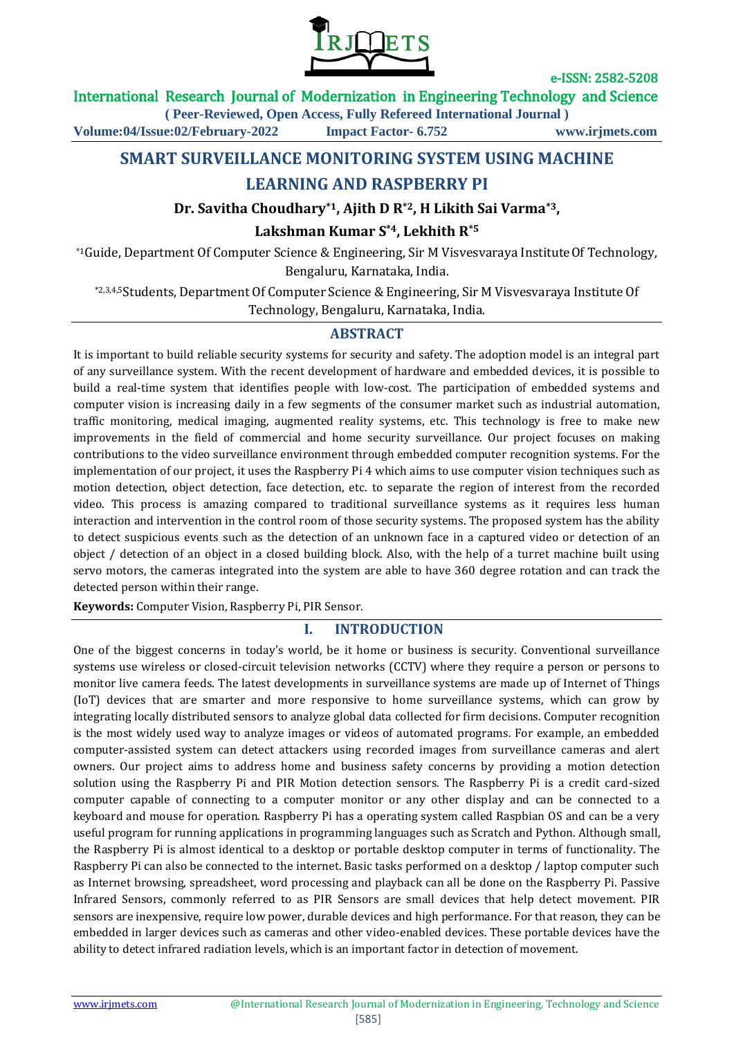# SMART SURVEILLANCE MONITORING SYSTEM USING MACHINE LEARNING AND RASPBERRY PI

**Dr. Savitha Choudhary*[1], Ajith D R*[2], H Likith Sai Varma*[3], Lakshman Kumar S*[4], Lekhith R*[5]**

*[1]Guide, Department Of Computer Science & Engineering, Sir M Visvesvaraya Institute Of Technology, Bengaluru, Karnataka, India.

*[2,3,4,5]Students, Department Of Computer Science & Engineering, Sir M Visvesvaraya Institute Of Technology, Bengaluru, Karnataka, India.

## ABSTRACT

It is important to build reliable security systems for security and safety. The adoption model is an integral part of any surveillance system. With the recent development of hardware and embedded devices, it is possible to build a real-time system that identifies people with low-cost. The participation of embedded systems and computer vision is increasing daily in a few segments of the consumer market such as industrial automation, traffic monitoring, medical imaging, augmented reality systems, etc. This technology is free to make new improvements in the field of commercial and home security surveillance. Our project focuses on making contributions to the video surveillance environment through embedded computer recognition systems. For the implementation of our project, it uses the Raspberry Pi 4 which aims to use computer vision techniques such as motion detection, object detection, face detection, etc. to separate the region of interest from the recorded video. This process is amazing compared to traditional surveillance systems as it requires less human interaction and intervention in the control room of those security systems. The proposed system has the ability to detect suspicious events such as the detection of an unknown face in a captured video or detection of an object / detection of an object in a closed building block. Also, with the help of a turret machine built using servo motors, the cameras integrated into the system are able to have 360 degree rotation and can track the detected person within their range.

**Keywords:** Computer Vision, Raspberry Pi, PIR Sensor.

## I. INTRODUCTION

One of the biggest concerns in today's world, be it home or business is security. Conventional surveillance systems use wireless or closed-circuit television networks (CCTV) where they require a person or persons to monitor live camera feeds. The latest developments in surveillance systems are made up of Internet of Things (IoT) devices that are smarter and more responsive to home surveillance systems, which can grow by integrating locally distributed sensors to analyze global data collected for firm decisions. Computer recognition is the most widely used way to analyze images or videos of automated programs. For example, an embedded computer-assisted system can detect attackers using recorded images from surveillance cameras and alert owners. Our project aims to address home and business safety concerns by providing a motion detection solution using the Raspberry Pi and PIR Motion detection sensors. The Raspberry Pi is a credit card-sized computer capable of connecting to a computer monitor or any other display and can be connected to a keyboard and mouse for operation. Raspberry Pi has a operating system called Raspbian OS and can be a very useful program for running applications in programming languages such as Scratch and Python. Although small, the Raspberry Pi is almost identical to a desktop or portable desktop computer in terms of functionality. The Raspberry Pi can also be connected to the internet. Basic tasks performed on a desktop / laptop computer such as Internet browsing, spreadsheet, word processing and playback can all be done on the Raspberry Pi. Passive Infrared Sensors, commonly referred to as PIR Sensors are small devices that help detect movement. PIR sensors are inexpensive, require low power, durable devices and high performance. For that reason, they can be embedded in larger devices such as cameras and other video-enabled devices. These portable devices have the ability to detect infrared radiation levels, which is an important factor in detection of movement.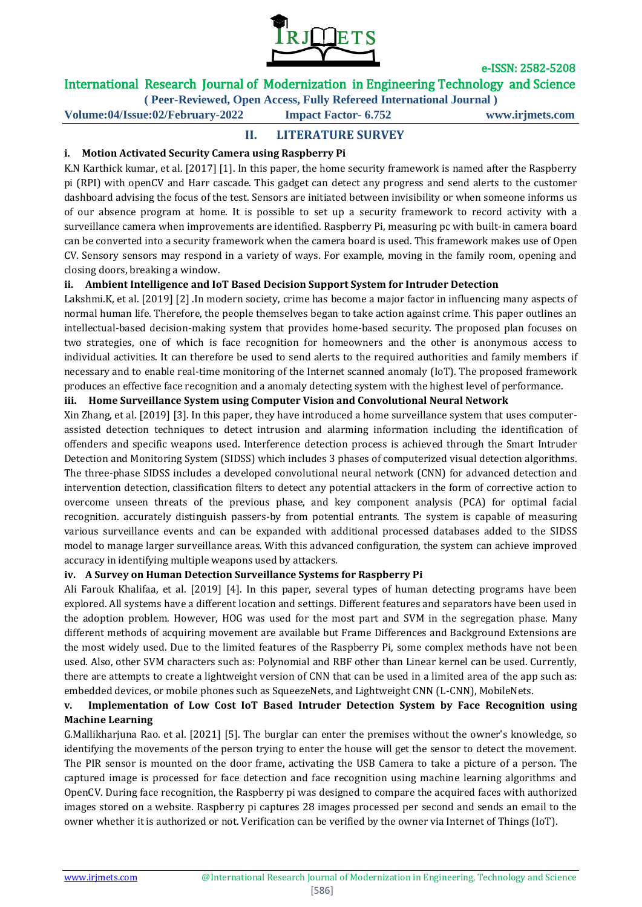## II. LITERATURE SURVEY

**i. Motion Activated Security Camera using Raspberry Pi**

K.N Karthick kumar, et al. [2017] [1]. In this paper, the home security framework is named after the Raspberry pi (RPI) with openCV and Harr cascade. This gadget can detect any progress and send alerts to the customer dashboard advising the focus of the test. Sensors are initiated between invisibility or when someone informs us of our absence program at home. It is possible to set up a security framework to record activity with a surveillance camera when improvements are identified. Raspberry Pi, measuring pc with built-in camera board can be converted into a security framework when the camera board is used. This framework makes use of Open CV. Sensory sensors may respond in a variety of ways. For example, moving in the family room, opening and closing doors, breaking a window.

**ii. Ambient Intelligence and IoT Based Decision Support System for Intruder Detection**

Lakshmi.K, et al. [2019] [2] .In modern society, crime has become a major factor in influencing many aspects of normal human life. Therefore, the people themselves began to take action against crime. This paper outlines an intellectual-based decision-making system that provides home-based security. The proposed plan focuses on two strategies, one of which is face recognition for homeowners and the other is anonymous access to individual activities. It can therefore be used to send alerts to the required authorities and family members if necessary and to enable real-time monitoring of the Internet scanned anomaly (IoT). The proposed framework produces an effective face recognition and a anomaly detecting system with the highest level of performance.

**iii. Home Surveillance System using Computer Vision and Convolutional Neural Network**

Xin Zhang, et al. [2019] [3]. In this paper, they have introduced a home surveillance system that uses computer-assisted detection techniques to detect intrusion and alarming information including the identification of offenders and specific weapons used. Interference detection process is achieved through the Smart Intruder Detection and Monitoring System (SIDSS) which includes 3 phases of computerized visual detection algorithms. The three-phase SIDSS includes a developed convolutional neural network (CNN) for advanced detection and intervention detection, classification filters to detect any potential attackers in the form of corrective action to overcome unseen threats of the previous phase, and key component analysis (PCA) for optimal facial recognition. accurately distinguish passers-by from potential entrants. The system is capable of measuring various surveillance events and can be expanded with additional processed databases added to the SIDSS model to manage larger surveillance areas. With this advanced configuration, the system can achieve improved accuracy in identifying multiple weapons used by attackers.

**iv. A Survey on Human Detection Surveillance Systems for Raspberry Pi**

Ali Farouk Khalifaa, et al. [2019] [4]. In this paper, several types of human detecting programs have been explored. All systems have a different location and settings. Different features and separators have been used in the adoption problem. However, HOG was used for the most part and SVM in the segregation phase. Many different methods of acquiring movement are available but Frame Differences and Background Extensions are the most widely used. Due to the limited features of the Raspberry Pi, some complex methods have not been used. Also, other SVM characters such as: Polynomial and RBF other than Linear kernel can be used. Currently, there are attempts to create a lightweight version of CNN that can be used in a limited area of the app such as: embedded devices, or mobile phones such as SqueezeNets, and Lightweight CNN (L-CNN), MobileNets.

**v. Implementation of Low Cost IoT Based Intruder Detection System by Face Recognition using Machine Learning**

G.Mallikharjuna Rao. et al. [2021] [5]. The burglar can enter the premises without the owner's knowledge, so identifying the movements of the person trying to enter the house will get the sensor to detect the movement. The PIR sensor is mounted on the door frame, activating the USB Camera to take a picture of a person. The captured image is processed for face detection and face recognition using machine learning algorithms and OpenCV. During face recognition, the Raspberry pi was designed to compare the acquired faces with authorized images stored on a website. Raspberry pi captures 28 images processed per second and sends an email to the owner whether it is authorized or not. Verification can be verified by the owner via Internet of Things (IoT).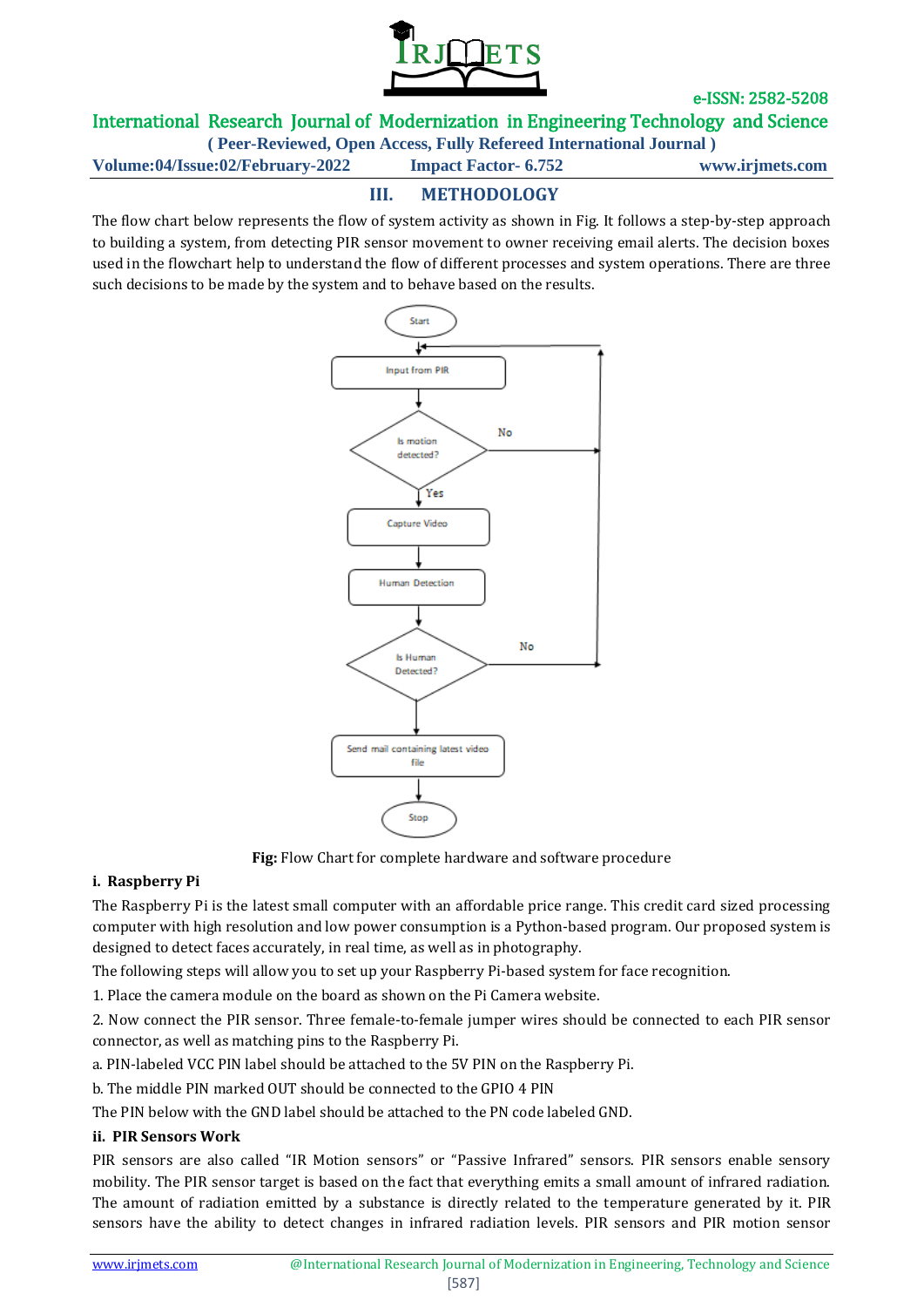## III. METHODOLOGY

The flow chart below represents the flow of system activity as shown in Fig. It follows a step-by-step approach to building a system, from detecting PIR sensor movement to owner receiving email alerts. The decision boxes used in the flowchart help to understand the flow of different processes and system operations. There are three such decisions to be made by the system and to behave based on the results.

**Fig:** Flow Chart for complete hardware and software procedure

### i. Raspberry Pi

The Raspberry Pi is the latest small computer with an affordable price range. This credit card sized processing computer with high resolution and low power consumption is a Python-based program. Our proposed system is designed to detect faces accurately, in real time, as well as in photography.

The following steps will allow you to set up your Raspberry Pi-based system for face recognition.

1. Place the camera module on the board as shown on the Pi Camera website.

2. Now connect the PIR sensor. Three female-to-female jumper wires should be connected to each PIR sensor connector, as well as matching pins to the Raspberry Pi.

a. PIN-labeled VCC PIN label should be attached to the 5V PIN on the Raspberry Pi.

b. The middle PIN marked OUT should be connected to the GPIO 4 PIN

The PIN below with the GND label should be attached to the PN code labeled GND.

### ii. PIR Sensors Work

PIR sensors are also called "IR Motion sensors" or "Passive Infrared" sensors. PIR sensors enable sensory mobility. The PIR sensor target is based on the fact that everything emits a small amount of infrared radiation. The amount of radiation emitted by a substance is directly related to the temperature generated by it. PIR sensors have the ability to detect changes in infrared radiation levels. PIR sensors and PIR motion sensor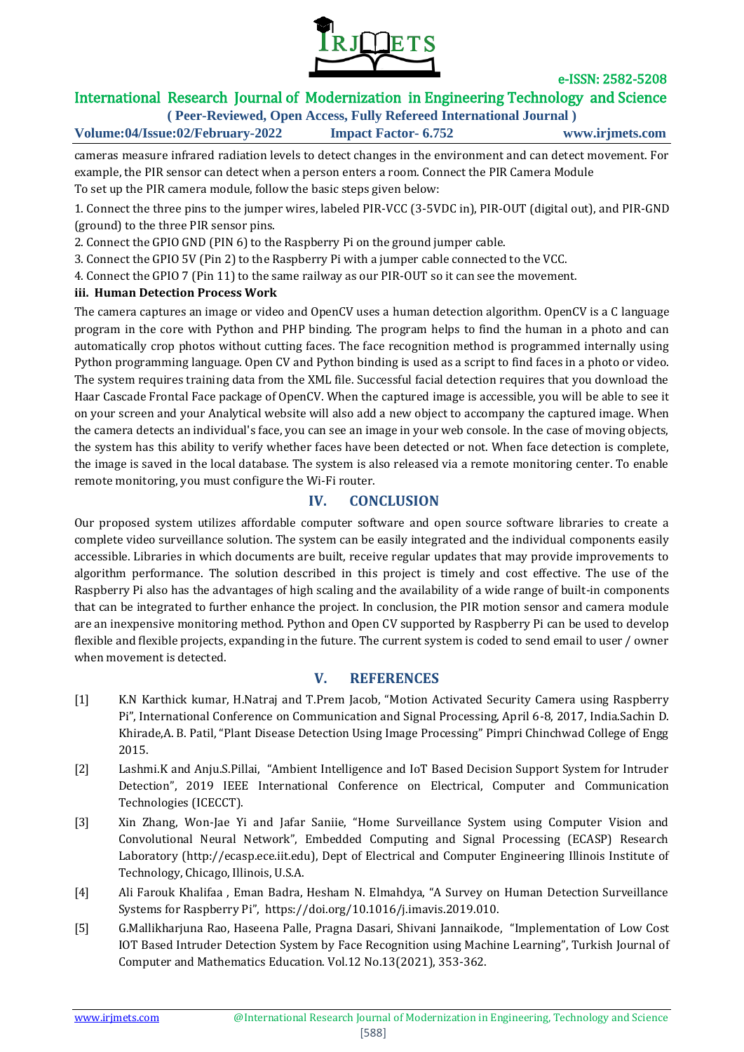cameras measure infrared radiation levels to detect changes in the environment and can detect movement. For example, the PIR sensor can detect when a person enters a room. Connect the PIR Camera Module

To set up the PIR camera module, follow the basic steps given below:

1. Connect the three pins to the jumper wires, labeled PIR-VCC (3-5VDC in), PIR-OUT (digital out), and PIR-GND (ground) to the three PIR sensor pins.
2. Connect the GPIO GND (PIN 6) to the Raspberry Pi on the ground jumper cable.
3. Connect the GPIO 5V (Pin 2) to the Raspberry Pi with a jumper cable connected to the VCC.
4. Connect the GPIO 7 (Pin 11) to the same railway as our PIR-OUT so it can see the movement.

**iii. Human Detection Process Work**

The camera captures an image or video and OpenCV uses a human detection algorithm. OpenCV is a C language program in the core with Python and PHP binding. The program helps to find the human in a photo and can automatically crop photos without cutting faces. The face recognition method is programmed internally using Python programming language. Open CV and Python binding is used as a script to find faces in a photo or video. The system requires training data from the XML file. Successful facial detection requires that you download the Haar Cascade Frontal Face package of OpenCV. When the captured image is accessible, you will be able to see it on your screen and your Analytical website will also add a new object to accompany the captured image. When the camera detects an individual's face, you can see an image in your web console. In the case of moving objects, the system has this ability to verify whether faces have been detected or not. When face detection is complete, the image is saved in the local database. The system is also released via a remote monitoring center. To enable remote monitoring, you must configure the Wi-Fi router.

## IV. CONCLUSION

Our proposed system utilizes affordable computer software and open source software libraries to create a complete video surveillance solution. The system can be easily integrated and the individual components easily accessible. Libraries in which documents are built, receive regular updates that may provide improvements to algorithm performance. The solution described in this project is timely and cost effective. The use of the Raspberry Pi also has the advantages of high scaling and the availability of a wide range of built-in components that can be integrated to further enhance the project. In conclusion, the PIR motion sensor and camera module are an inexpensive monitoring method. Python and Open CV supported by Raspberry Pi can be used to develop flexible and flexible projects, expanding in the future. The current system is coded to send email to user / owner when movement is detected.

## V. REFERENCES

[1] K.N Karthick kumar, H.Natraj and T.Prem Jacob, "Motion Activated Security Camera using Raspberry Pi", International Conference on Communication and Signal Processing, April 6-8, 2017, India.Sachin D. Khirade,A. B. Patil, "Plant Disease Detection Using Image Processing" Pimpri Chinchwad College of Engg 2015.

[2] Lashmi.K and Anju.S.Pillai, "Ambient Intelligence and IoT Based Decision Support System for Intruder Detection", 2019 IEEE International Conference on Electrical, Computer and Communication Technologies (ICECCT).

[3] Xin Zhang, Won-Jae Yi and Jafar Saniie, "Home Surveillance System using Computer Vision and Convolutional Neural Network", Embedded Computing and Signal Processing (ECASP) Research Laboratory (http://ecasp.ece.iit.edu), Dept of Electrical and Computer Engineering Illinois Institute of Technology, Chicago, Illinois, U.S.A.

[4] Ali Farouk Khalifaa , Eman Badra, Hesham N. Elmahdya, "A Survey on Human Detection Surveillance Systems for Raspberry Pi", https://doi.org/10.1016/j.imavis.2019.010.

[5] G.Mallikharjuna Rao, Haseena Palle, Pragna Dasari, Shivani Jannaikode, "Implementation of Low Cost IOT Based Intruder Detection System by Face Recognition using Machine Learning", Turkish Journal of Computer and Mathematics Education. Vol.12 No.13(2021), 353-362.